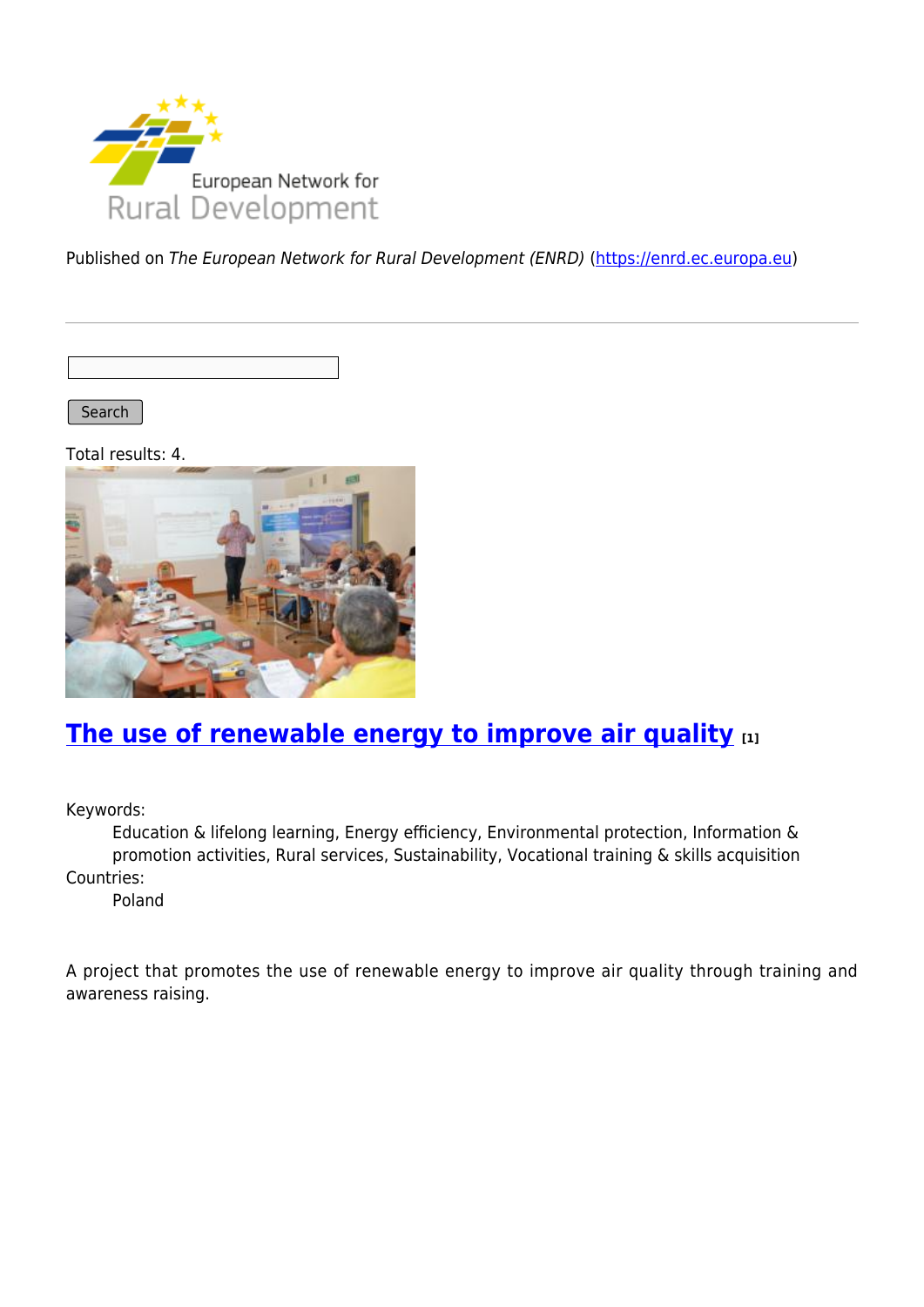Published on *The European Network for Rural Development (ENRD)* (https://enrd.ec.europa.eu)

Search

Total results: 4.

## The use of renewable energy to improve air quality [1]

Keywords:
: Education & lifelong learning, Energy efficiency, Environmental protection, Information & promotion activities, Rural services, Sustainability, Vocational training & skills acquisition

Countries:
: Poland

A project that promotes the use of renewable energy to improve air quality through training and awareness raising.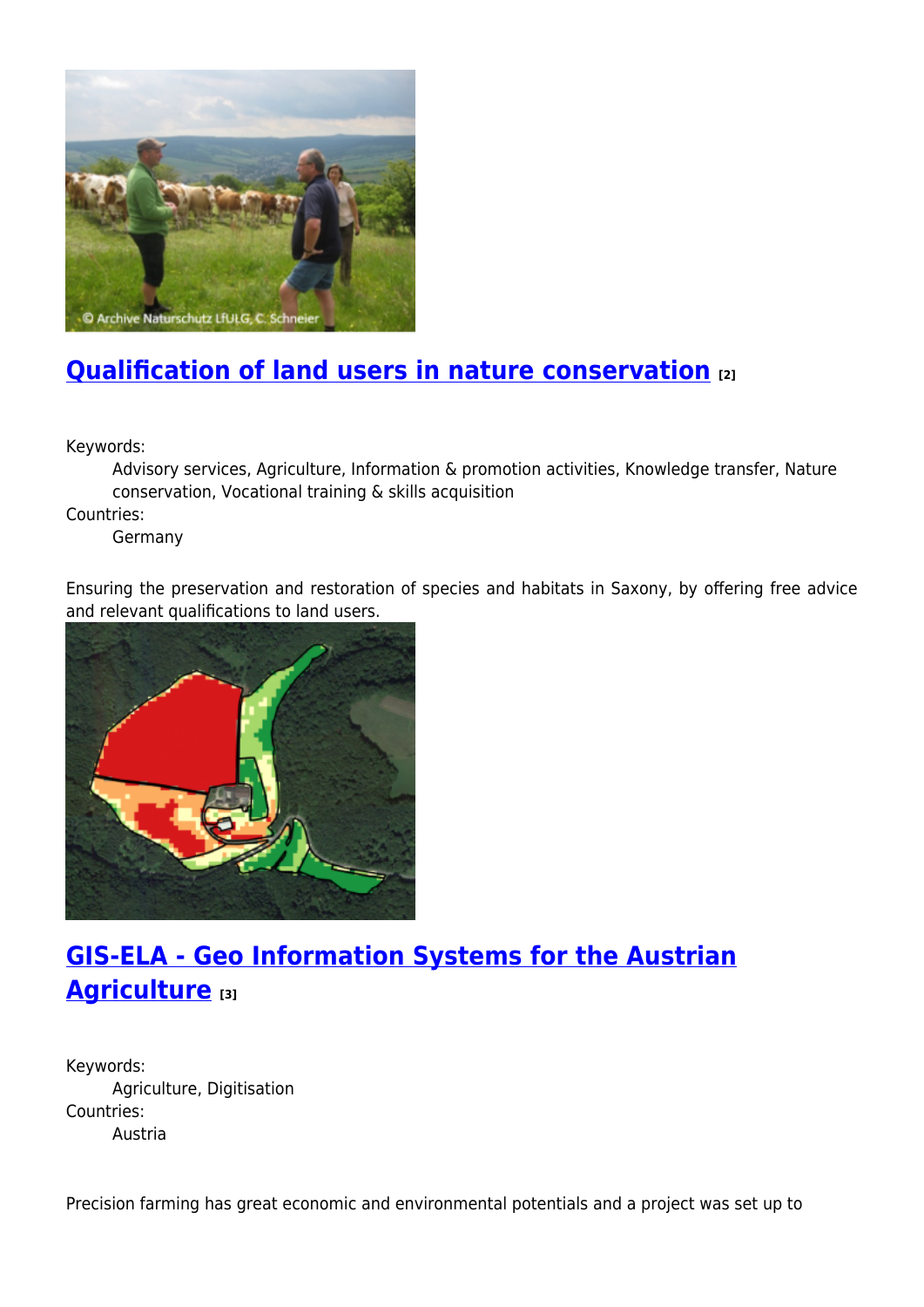## Qualification of land users in nature conservation [2]

Keywords:
: Advisory services, Agriculture, Information & promotion activities, Knowledge transfer, Nature conservation, Vocational training & skills acquisition

Countries:
: Germany

Ensuring the preservation and restoration of species and habitats in Saxony, by offering free advice and relevant qualifications to land users.

## GIS-ELA - Geo Information Systems for the Austrian Agriculture [3]

Keywords:
: Agriculture, Digitisation

Countries:
: Austria

Precision farming has great economic and environmental potentials and a project was set up to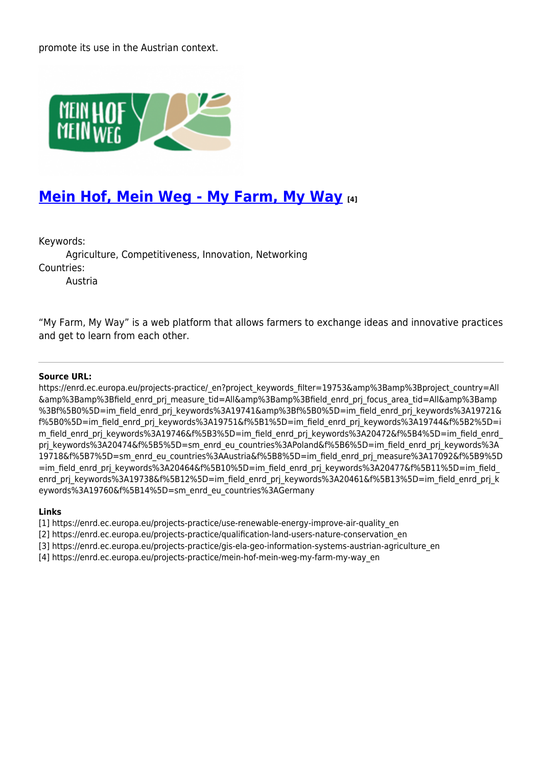promote its use in the Austrian context.

## Mein Hof, Mein Weg - My Farm, My Way [4]

Keywords:
Agriculture, Competitiveness, Innovation, Networking

Countries:
Austria

“My Farm, My Way” is a web platform that allows farmers to exchange ideas and innovative practices and get to learn from each other.

---

**Source URL:**
https://enrd.ec.europa.eu/projects-practice/_en?project_keywords_filter=19753&amp%3Bamp%3Bproject_country=All&amp%3Bamp%3Bfield_enrd_prj_measure_tid=All&amp%3Bamp%3Bfield_enrd_prj_focus_area_tid=All&amp%3Bamp%3Bf%5B0%5D=im_field_enrd_prj_keywords%3A19741&amp%3Bf%5B0%5D=im_field_enrd_prj_keywords%3A19721&f%5B0%5D=im_field_enrd_prj_keywords%3A19751&f%5B1%5D=im_field_enrd_prj_keywords%3A19744&f%5B2%5D=im_field_enrd_prj_keywords%3A19746&f%5B3%5D=im_field_enrd_prj_keywords%3A20472&f%5B4%5D=im_field_enrd_prj_keywords%3A20474&f%5B5%5D=sm_enrd_eu_countries%3APoland&f%5B6%5D=im_field_enrd_prj_keywords%3A19718&f%5B7%5D=sm_enrd_eu_countries%3AAustria&f%5B8%5D=im_field_enrd_prj_measure%3A17092&f%5B9%5D=im_field_enrd_prj_keywords%3A20464&f%5B10%5D=im_field_enrd_prj_keywords%3A20477&f%5B11%5D=im_field_enrd_prj_keywords%3A19738&f%5B12%5D=im_field_enrd_prj_keywords%3A20461&f%5B13%5D=im_field_enrd_prj_keywords%3A19760&f%5B14%5D=sm_enrd_eu_countries%3AGermany

**Links**
[1] https://enrd.ec.europa.eu/projects-practice/use-renewable-energy-improve-air-quality_en
[2] https://enrd.ec.europa.eu/projects-practice/qualification-land-users-nature-conservation_en
[3] https://enrd.ec.europa.eu/projects-practice/gis-ela-geo-information-systems-austrian-agriculture_en
[4] https://enrd.ec.europa.eu/projects-practice/mein-hof-mein-weg-my-farm-my-way_en